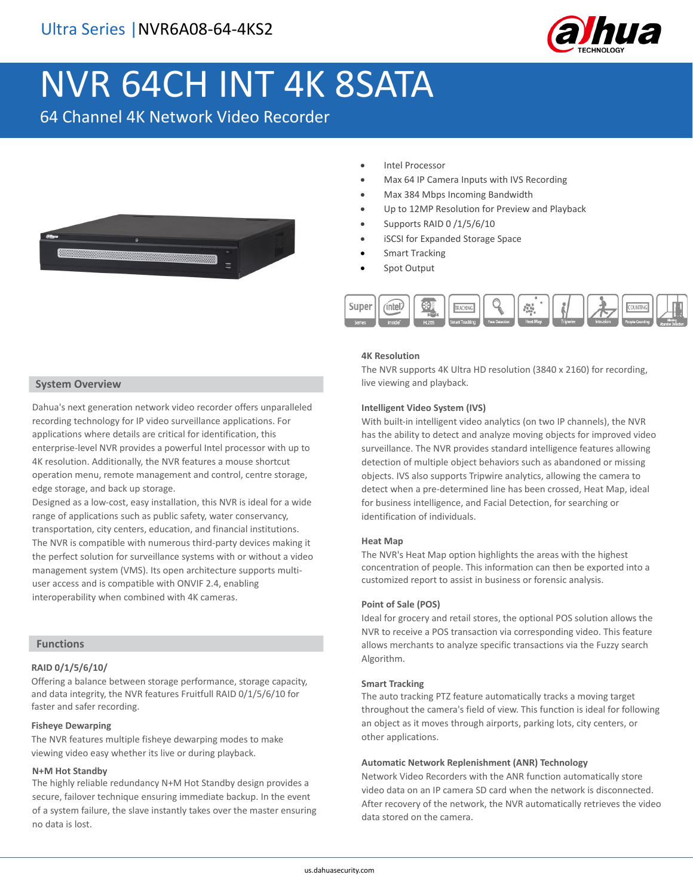Ultra Series | NVR6A08-64-4KS2

# NVR 64CH INT 4K 8SATA

64 Channel 4K Network Video Recorder

- Intel Processor
- Max 64 IP Camera Inputs with IVS Recording
- Max 384 Mbps Incoming Bandwidth
- Up to 12MP Resolution for Preview and Playback
- Supports RAID 0 /1/5/6/10
- iSCSI for Expanded Storage Space
- Smart Tracking
- Spot Output

## System Overview

Dahua's next generation network video recorder offers unparalleled recording technology for IP video surveillance applications. For applications where details are critical for identification, this enterprise-level NVR provides a powerful Intel processor with up to 4K resolution. Additionally, the NVR features a mouse shortcut operation menu, remote management and control, centre storage, edge storage, and back up storage.

Designed as a low-cost, easy installation, this NVR is ideal for a wide range of applications such as public safety, water conservancy, transportation, city centers, education, and financial institutions. The NVR is compatible with numerous third-party devices making it the perfect solution for surveillance systems with or without a video management system (VMS). Its open architecture supports multi-user access and is compatible with ONVIF 2.4, enabling interoperability when combined with 4K cameras.

## Functions

### RAID 0/1/5/6/10/

Offering a balance between storage performance, storage capacity, and data integrity, the NVR features Fruitfull RAID 0/1/5/6/10 for faster and safer recording.

### Fisheye Dewarping

The NVR features multiple fisheye dewarping modes to make viewing video easy whether its live or during playback.

### N+M Hot Standby

The highly reliable redundancy N+M Hot Standby design provides a secure, failover technique ensuring immediate backup. In the event of a system failure, the slave instantly takes over the master ensuring no data is lost.

### 4K Resolution

The NVR supports 4K Ultra HD resolution (3840 x 2160) for recording, live viewing and playback.

### Intelligent Video System (IVS)

With built-in intelligent video analytics (on two IP channels), the NVR has the ability to detect and analyze moving objects for improved video surveillance. The NVR provides standard intelligence features allowing detection of multiple object behaviors such as abandoned or missing objects. IVS also supports Tripwire analytics, allowing the camera to detect when a pre-determined line has been crossed, Heat Map, ideal for business intelligence, and Facial Detection, for searching or identification of individuals.

### Heat Map

The NVR's Heat Map option highlights the areas with the highest concentration of people. This information can then be exported into a customized report to assist in business or forensic analysis.

### Point of Sale (POS)

Ideal for grocery and retail stores, the optional POS solution allows the NVR to receive a POS transaction via corresponding video. This feature allows merchants to analyze specific transactions via the Fuzzy search Algorithm.

### Smart Tracking

The auto tracking PTZ feature automatically tracks a moving target throughout the camera's field of view. This function is ideal for following an object as it moves through airports, parking lots, city centers, or other applications.

### Automatic Network Replenishment (ANR) Technology

Network Video Recorders with the ANR function automatically store video data on an IP camera SD card when the network is disconnected. After recovery of the network, the NVR automatically retrieves the video data stored on the camera.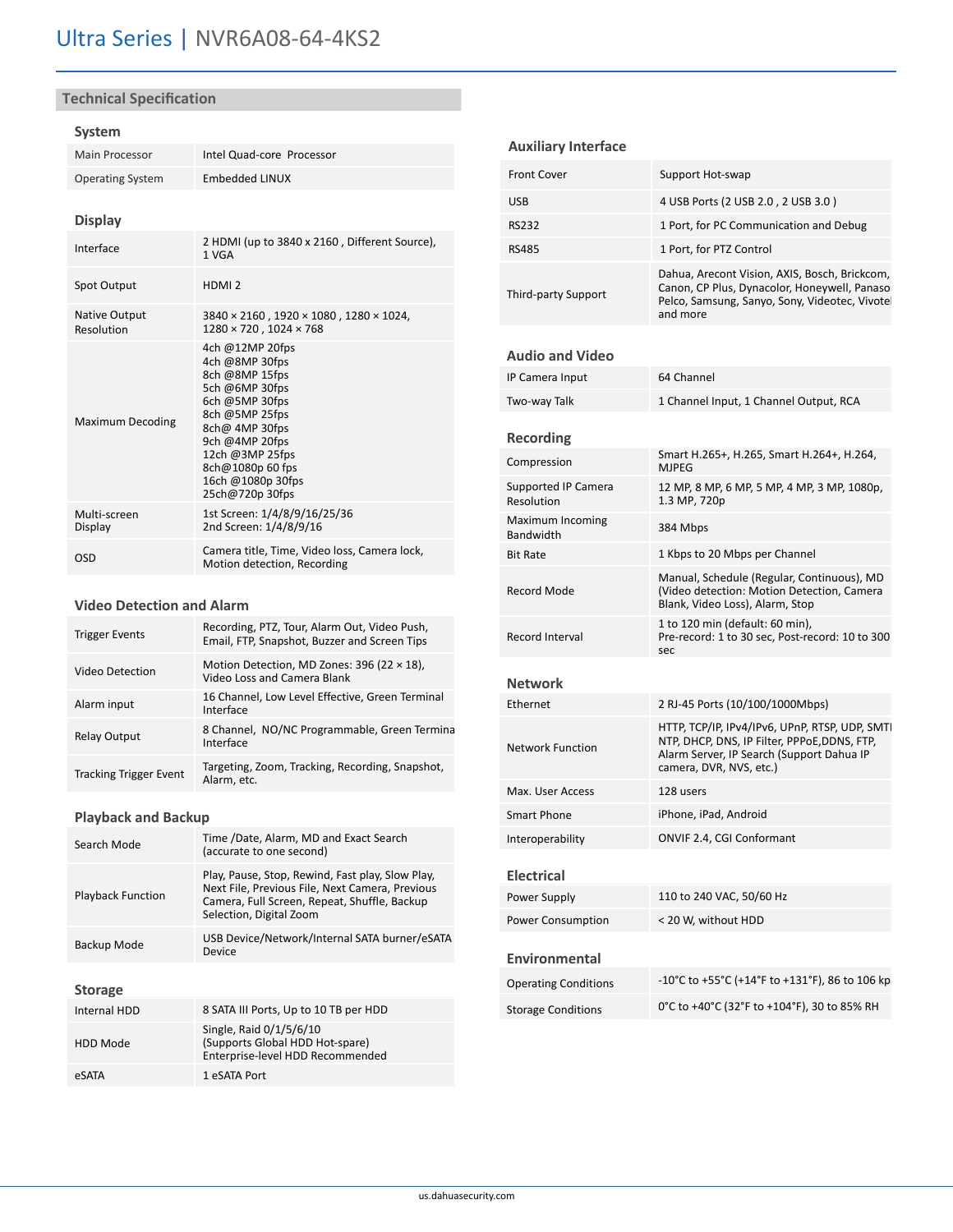# Ultra Series | NVR6A08-64-4KS2

## Technical Specification

### System

| | |
|---|---|
| Main Processor | Intel Quad-core Processor |
| Operating System | Embedded LINUX |

### Display

| | |
|---|---|
| Interface | 2 HDMI (up to 3840 x 2160 , Different Source), 1 VGA |
| Spot Output | HDMI 2 |
| Native Output Resolution | 3840 × 2160 , 1920 × 1080 , 1280 × 1024, 1280 × 720 , 1024 × 768 |
| Maximum Decoding | 4ch @12MP 20fps<br>4ch @8MP 30fps<br>8ch @8MP 15fps<br>5ch @6MP 30fps<br>6ch @5MP 30fps<br>8ch @5MP 25fps<br>8ch@ 4MP 30fps<br>9ch @4MP 20fps<br>12ch @3MP 25fps<br>8ch@1080p 60 fps<br>16ch @1080p 30fps<br>25ch@720p 30fps |
| Multi-screen Display | 1st Screen: 1/4/8/9/16/25/36<br>2nd Screen: 1/4/8/9/16 |
| OSD | Camera title, Time, Video loss, Camera lock, Motion detection, Recording |

### Video Detection and Alarm

| | |
|---|---|
| Trigger Events | Recording, PTZ, Tour, Alarm Out, Video Push, Email, FTP, Snapshot, Buzzer and Screen Tips |
| Video Detection | Motion Detection, MD Zones: 396 (22 × 18), Video Loss and Camera Blank |
| Alarm input | 16 Channel, Low Level Effective, Green Terminal Interface |
| Relay Output | 8 Channel, NO/NC Programmable, Green Terminal Interface |
| Tracking Trigger Event | Targeting, Zoom, Tracking, Recording, Snapshot, Alarm, etc. |

### Playback and Backup

| | |
|---|---|
| Search Mode | Time /Date, Alarm, MD and Exact Search (accurate to one second) |
| Playback Function | Play, Pause, Stop, Rewind, Fast play, Slow Play, Next File, Previous File, Next Camera, Previous Camera, Full Screen, Repeat, Shuffle, Backup Selection, Digital Zoom |
| Backup Mode | USB Device/Network/Internal SATA burner/eSATA Device |

### Storage

| | |
|---|---|
| Internal HDD | 8 SATA III Ports, Up to 10 TB per HDD |
| HDD Mode | Single, Raid 0/1/5/6/10<br>(Supports Global HDD Hot-spare)<br>Enterprise-level HDD Recommended |
| eSATA | 1 eSATA Port |

### Auxiliary Interface

| | |
|---|---|
| Front Cover | Support Hot-swap |
| USB | 4 USB Ports (2 USB 2.0 , 2 USB 3.0 ) |
| RS232 | 1 Port, for PC Communication and Debug |
| RS485 | 1 Port, for PTZ Control |
| Third-party Support | Dahua, Arecont Vision, AXIS, Bosch, Brickcom, Canon, CP Plus, Dynacolor, Honeywell, Panaso Pelco, Samsung, Sanyo, Sony, Videotec, Vivotel and more |

### Audio and Video

| | |
|---|---|
| IP Camera Input | 64 Channel |
| Two-way Talk | 1 Channel Input, 1 Channel Output, RCA |

### Recording

| | |
|---|---|
| Compression | Smart H.265+, H.265, Smart H.264+, H.264, MJPEG |
| Supported IP Camera Resolution | 12 MP, 8 MP, 6 MP, 5 MP, 4 MP, 3 MP, 1080p, 1.3 MP, 720p |
| Maximum Incoming Bandwidth | 384 Mbps |
| Bit Rate | 1 Kbps to 20 Mbps per Channel |
| Record Mode | Manual, Schedule (Regular, Continuous), MD (Video detection: Motion Detection, Camera Blank, Video Loss), Alarm, Stop |
| Record Interval | 1 to 120 min (default: 60 min),<br>Pre-record: 1 to 30 sec, Post-record: 10 to 300 sec |

### Network

| | |
|---|---|
| Ethernet | 2 RJ-45 Ports (10/100/1000Mbps) |
| Network Function | HTTP, TCP/IP, IPv4/IPv6, UPnP, RTSP, UDP, SMTI NTP, DHCP, DNS, IP Filter, PPPoE,DDNS, FTP, Alarm Server, IP Search (Support Dahua IP camera, DVR, NVS, etc.) |
| Max. User Access | 128 users |
| Smart Phone | iPhone, iPad, Android |
| Interoperability | ONVIF 2.4, CGI Conformant |

### Electrical

| | |
|---|---|
| Power Supply | 110 to 240 VAC, 50/60 Hz |
| Power Consumption | < 20 W, without HDD |

### Environmental

| | |
|---|---|
| Operating Conditions | -10°C to +55°C (+14°F to +131°F), 86 to 106 kp |
| Storage Conditions | 0°C to +40°C (32°F to +104°F), 30 to 85% RH |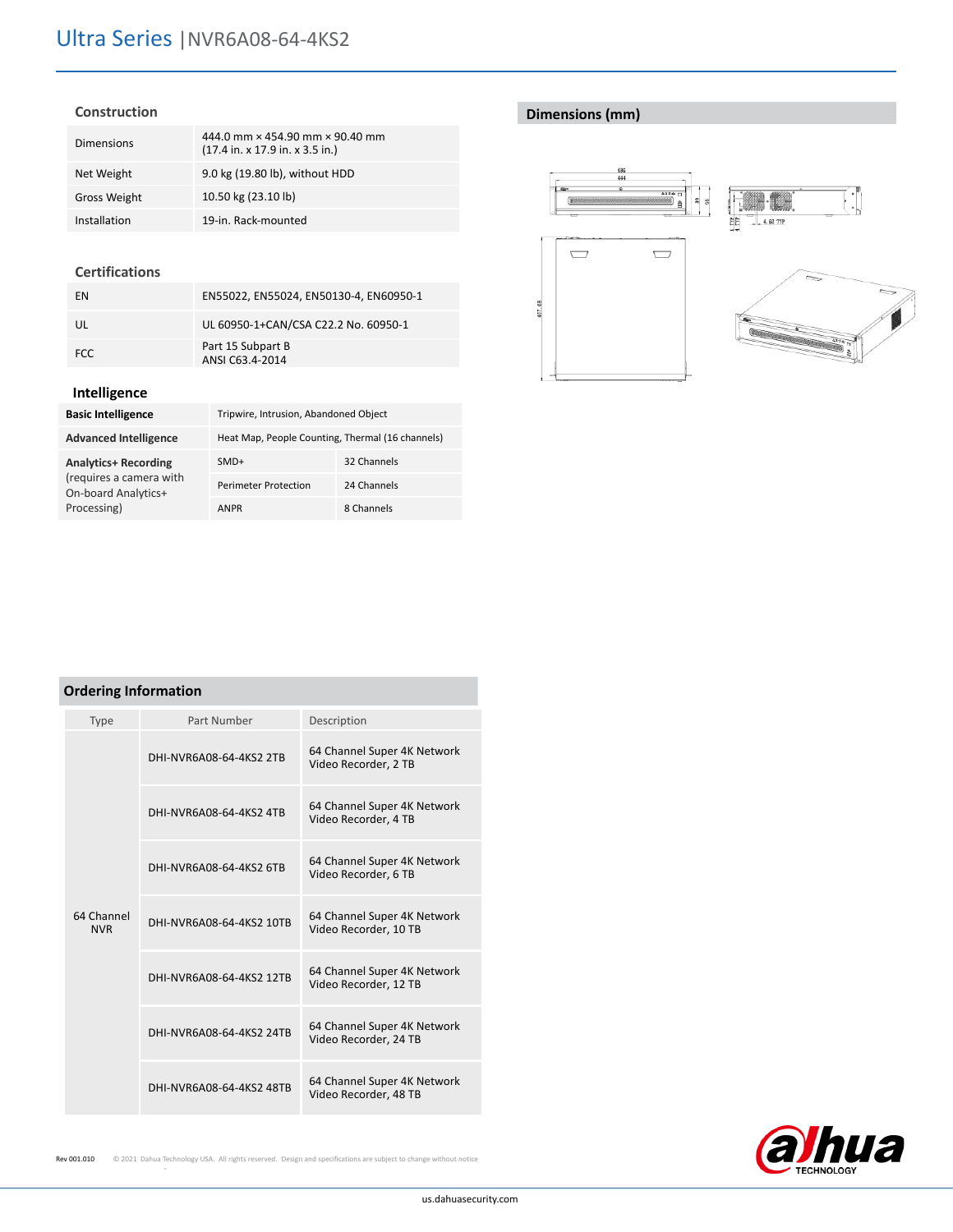## Construction

| | |
|---|---|
| Dimensions | 444.0 mm × 454.90 mm × 90.40 mm (17.4 in. x 17.9 in. x 3.5 in.) |
| Net Weight | 9.0 kg (19.80 lb), without HDD |
| Gross Weight | 10.50 kg (23.10 lb) |
| Installation | 19-in. Rack-mounted |

## Certifications

| | |
|---|---|
| EN | EN55022, EN55024, EN50130-4, EN60950-1 |
| UL | UL 60950-1+CAN/CSA C22.2 No. 60950-1 |
| FCC | Part 15 Subpart B<br>ANSI C63.4-2014 |

## Intelligence

| | | |
|---|---|---|
| **Basic Intelligence** | Tripwire, Intrusion, Abandoned Object | |
| **Advanced Intelligence** | Heat Map, People Counting, Thermal (16 channels) | |
| **Analytics+ Recording** (requires a camera with On-board Analytics+ Processing) | SMD+ | 32 Channels |
| | Perimeter Protection | 24 Channels |
| | ANPR | 8 Channels |

## Dimensions (mm)

486
444
89
95
4.62 TYP
457.68

## Ordering Information

| Type | Part Number | Description |
|---|---|---|
| 64 Channel NVR | DHI-NVR6A08-64-4KS2 2TB | 64 Channel Super 4K Network Video Recorder, 2 TB |
| | DHI-NVR6A08-64-4KS2 4TB | 64 Channel Super 4K Network Video Recorder, 4 TB |
| | DHI-NVR6A08-64-4KS2 6TB | 64 Channel Super 4K Network Video Recorder, 6 TB |
| | DHI-NVR6A08-64-4KS2 10TB | 64 Channel Super 4K Network Video Recorder, 10 TB |
| | DHI-NVR6A08-64-4KS2 12TB | 64 Channel Super 4K Network Video Recorder, 12 TB |
| | DHI-NVR6A08-64-4KS2 24TB | 64 Channel Super 4K Network Video Recorder, 24 TB |
| | DHI-NVR6A08-64-4KS2 48TB | 64 Channel Super 4K Network Video Recorder, 48 TB |

Rev 001.010 © 2021 Dahua Technology USA. All rights reserved. Design and specifications are subject to change without notice